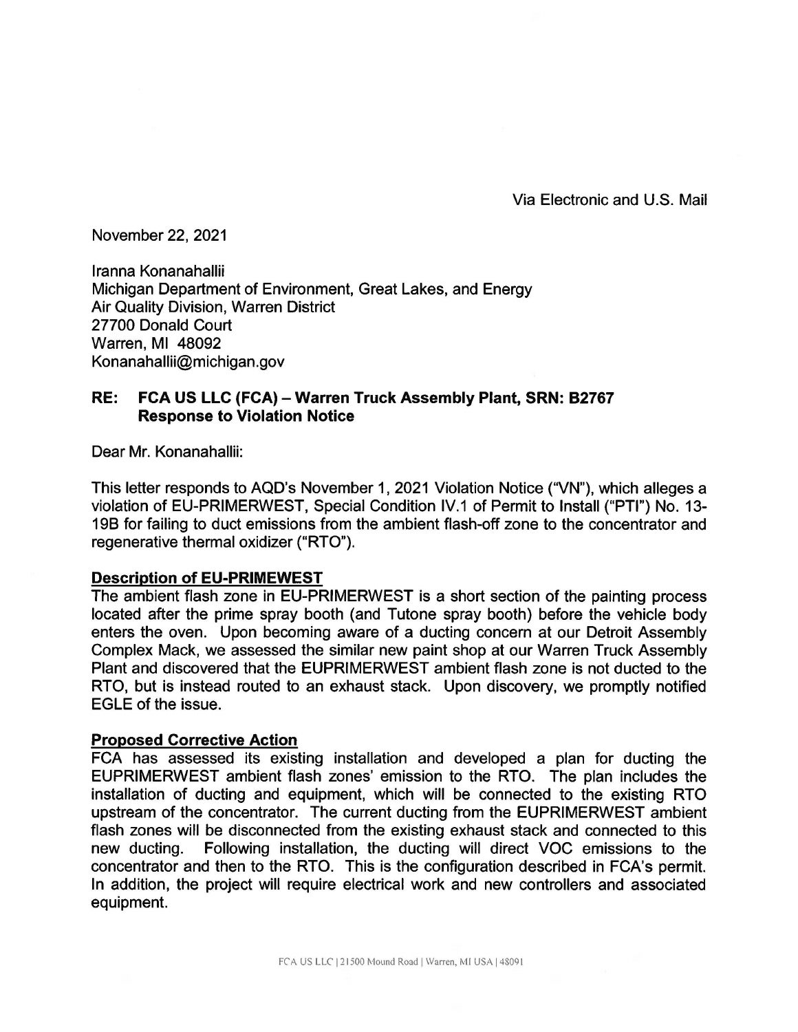Via Electronic and U.S. Mail

November 22, 2021

Iranna Konanahallii
Michigan Department of Environment, Great Lakes, and Energy
Air Quality Division, Warren District
27700 Donald Court
Warren, MI 48092
Konanahallii@michigan.gov

**RE: FCA US LLC (FCA) – Warren Truck Assembly Plant, SRN: B2767**
**Response to Violation Notice**

Dear Mr. Konanahallii:

This letter responds to AQD's November 1, 2021 Violation Notice ("VN"), which alleges a violation of EU-PRIMERWEST, Special Condition IV.1 of Permit to Install ("PTI") No. 13-19B for failing to duct emissions from the ambient flash-off zone to the concentrator and regenerative thermal oxidizer ("RTO").

**<u>Description of EU-PRIMEWEST</u>**

The ambient flash zone in EU-PRIMERWEST is a short section of the painting process located after the prime spray booth (and Tutone spray booth) before the vehicle body enters the oven. Upon becoming aware of a ducting concern at our Detroit Assembly Complex Mack, we assessed the similar new paint shop at our Warren Truck Assembly Plant and discovered that the EUPRIMERWEST ambient flash zone is not ducted to the RTO, but is instead routed to an exhaust stack. Upon discovery, we promptly notified EGLE of the issue.

**<u>Proposed Corrective Action</u>**

FCA has assessed its existing installation and developed a plan for ducting the EUPRIMERWEST ambient flash zones' emission to the RTO. The plan includes the installation of ducting and equipment, which will be connected to the existing RTO upstream of the concentrator. The current ducting from the EUPRIMERWEST ambient flash zones will be disconnected from the existing exhaust stack and connected to this new ducting. Following installation, the ducting will direct VOC emissions to the concentrator and then to the RTO. This is the configuration described in FCA's permit. In addition, the project will require electrical work and new controllers and associated equipment.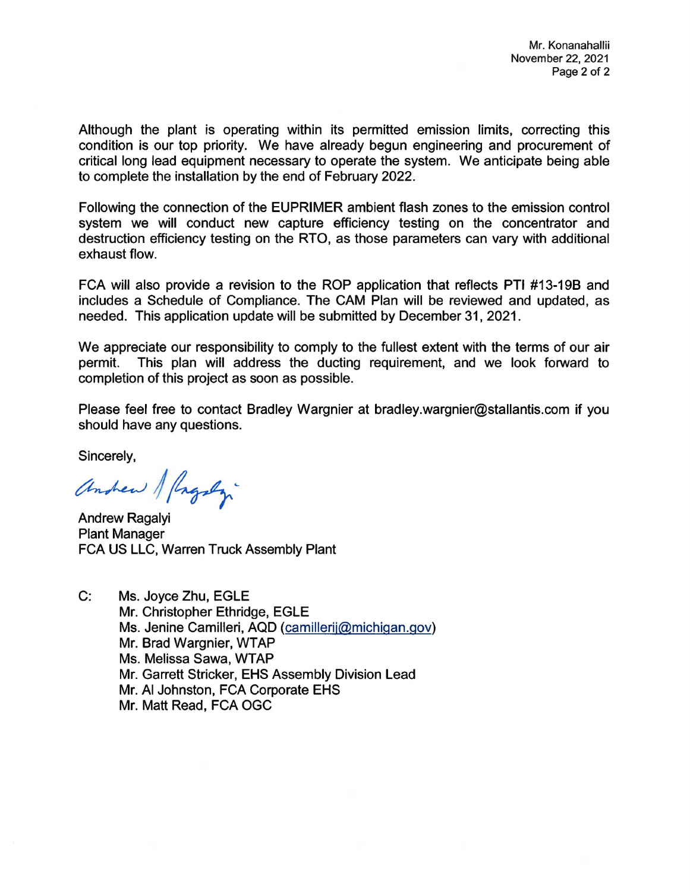Although the plant is operating within its permitted emission limits, correcting this condition is our top priority. We have already begun engineering and procurement of critical long lead equipment necessary to operate the system. We anticipate being able to complete the installation by the end of February 2022.

Following the connection of the EUPRIMER ambient flash zones to the emission control system we will conduct new capture efficiency testing on the concentrator and destruction efficiency testing on the RTO, as those parameters can vary with additional exhaust flow.

FCA will also provide a revision to the ROP application that reflects PTI #13-19B and includes a Schedule of Compliance. The CAM Plan will be reviewed and updated, as needed. This application update will be submitted by December 31, 2021.

We appreciate our responsibility to comply to the fullest extent with the terms of our air permit. This plan will address the ducting requirement, and we look forward to completion of this project as soon as possible.

Please feel free to contact Bradley Wargnier at bradley.wargnier@stallantis.com if you should have any questions.

Sincerely,

Andrew Ragalyi
Plant Manager
FCA US LLC, Warren Truck Assembly Plant

C: Ms. Joyce Zhu, EGLE
Mr. Christopher Ethridge, EGLE
Ms. Jenine Camilleri, AQD (camillerij@michigan.gov)
Mr. Brad Wargnier, WTAP
Ms. Melissa Sawa, WTAP
Mr. Garrett Stricker, EHS Assembly Division Lead
Mr. Al Johnston, FCA Corporate EHS
Mr. Matt Read, FCA OGC